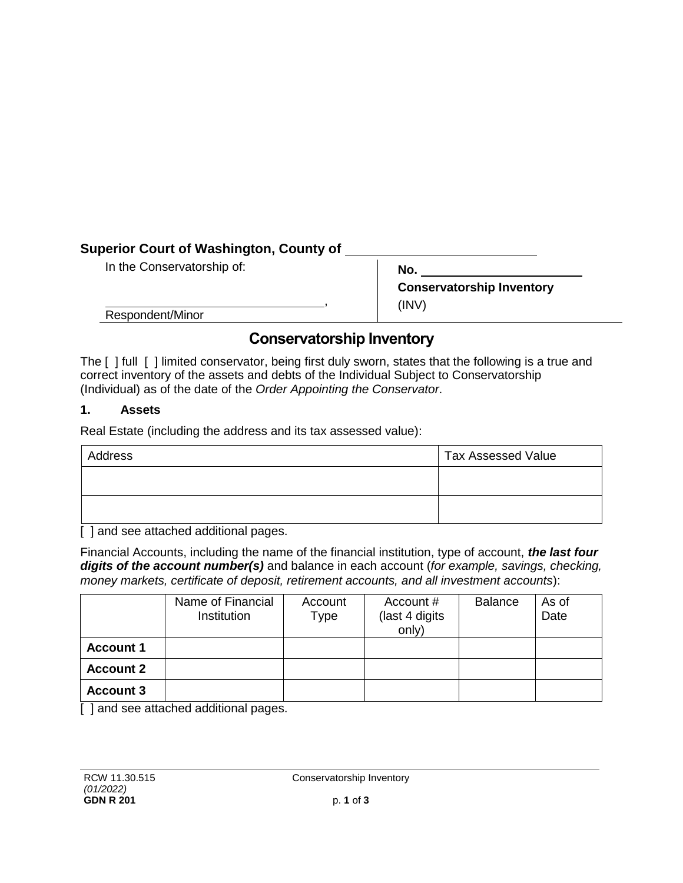**Superior Court of Washington, County of** ___________________________

| In the Conservatorship of: | **No.** ______________________ |
|---|---|
| ________________________________, | **Conservatorship Inventory** |
| Respondent/Minor | (INV) |

# Conservatorship Inventory

The [ ] full [ ] limited conservator, being first duly sworn, states that the following is a true and correct inventory of the assets and debts of the Individual Subject to Conservatorship (Individual) as of the date of the *Order Appointing the Conservator*.

### 1. Assets

Real Estate (including the address and its tax assessed value):

| Address | Tax Assessed Value |
|---|---|
| | |
| | |

[ ] and see attached additional pages.

Financial Accounts, including the name of the financial institution, type of account, ***the last four digits of the account number(s)*** and balance in each account (*for example, savings, checking, money markets, certificate of deposit, retirement accounts, and all investment accounts*):

| | Name of Financial Institution | Account Type | Account # (last 4 digits only) | Balance | As of Date |
|---|---|---|---|---|---|
| **Account 1** | | | | | |
| **Account 2** | | | | | |
| **Account 3** | | | | | |

[ ] and see attached additional pages.

RCW 11.30.515
*(01/2022)*
**GDN R 201**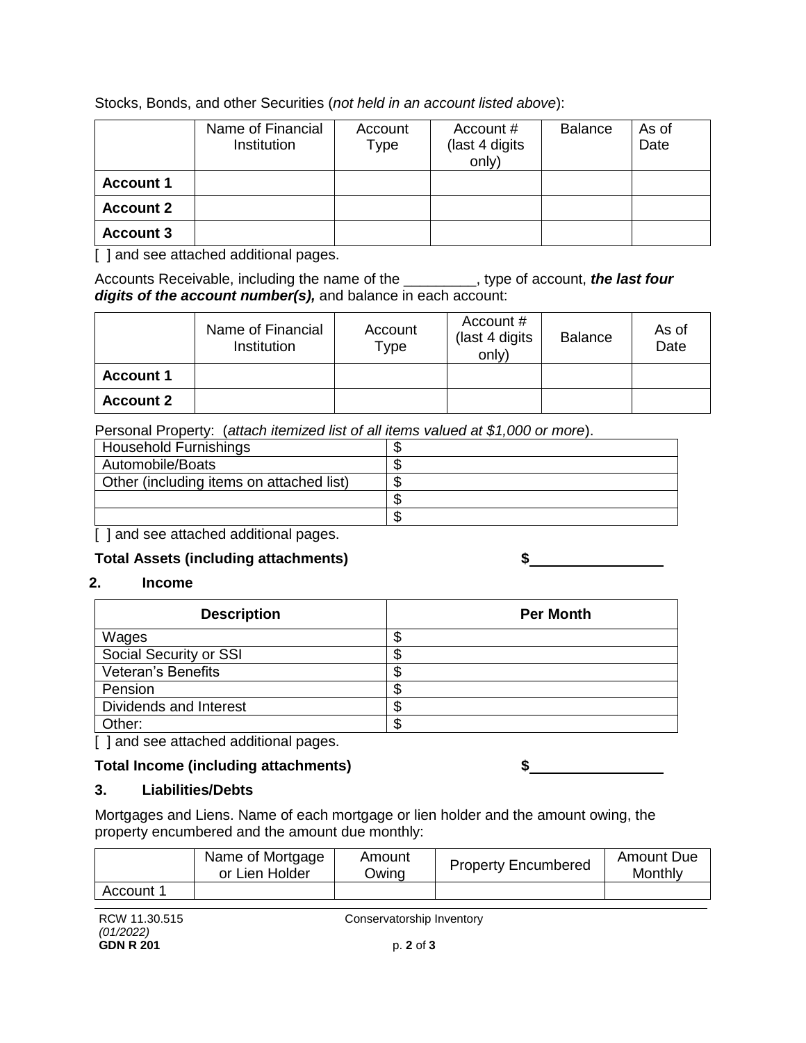Stocks, Bonds, and other Securities (*not held in an account listed above*):

| | Name of Financial Institution | Account Type | Account # (last 4 digits only) | Balance | As of Date |
|---|---|---|---|---|---|
| **Account 1** | | | | | |
| **Account 2** | | | | | |
| **Account 3** | | | | | |

[ ] and see attached additional pages.

Accounts Receivable, including the name of the _________, type of account, ***the last four digits of the account number(s),*** and balance in each account:

| | Name of Financial Institution | Account Type | Account # (last 4 digits only) | Balance | As of Date |
|---|---|---|---|---|---|
| **Account 1** | | | | | |
| **Account 2** | | | | | |

Personal Property: (*attach itemized list of all items valued at $1,000 or more*).

| | |
|---|---|
| Household Furnishings | $ |
| Automobile/Boats | $ |
| Other (including items on attached list) | $ |
| | $ |
| | $ |

[ ] and see attached additional pages.

**Total Assets (including attachments)** **$**________________

## 2. Income

| Description | Per Month |
|---|---|
| Wages | $ |
| Social Security or SSI | $ |
| Veteran's Benefits | $ |
| Pension | $ |
| Dividends and Interest | $ |
| Other: | $ |

[ ] and see attached additional pages.

**Total Income (including attachments)** **$**________________

## 3. Liabilities/Debts

Mortgages and Liens. Name of each mortgage or lien holder and the amount owing, the property encumbered and the amount due monthly:

| | Name of Mortgage or Lien Holder | Amount Owing | Property Encumbered | Amount Due Monthly |
|---|---|---|---|---|
| Account 1 | | | | |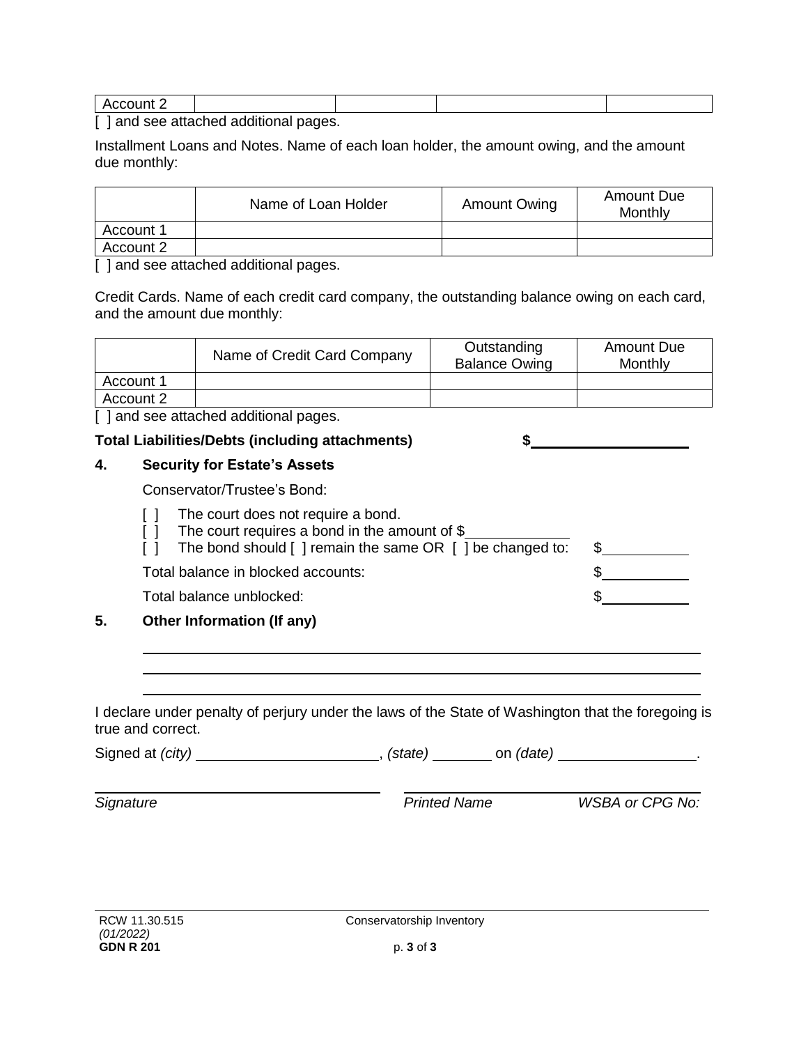| | | | | |
|---|---|---|---|---|
| Account 2 | | | | |

[ ] and see attached additional pages.

Installment Loans and Notes. Name of each loan holder, the amount owing, and the amount due monthly:

| | Name of Loan Holder | Amount Owing | Amount Due Monthly |
|---|---|---|---|
| Account 1 | | | |
| Account 2 | | | |

[ ] and see attached additional pages.

Credit Cards. Name of each credit card company, the outstanding balance owing on each card, and the amount due monthly:

| | Name of Credit Card Company | Outstanding Balance Owing | Amount Due Monthly |
|---|---|---|---|
| Account 1 | | | |
| Account 2 | | | |

[ ] and see attached additional pages.

**Total Liabilities/Debts (including attachments)** **$**\_\_\_\_\_\_\_\_\_\_\_\_\_\_\_\_\_\_\_\_

## 4. Security for Estate's Assets

Conservator/Trustee's Bond:

[ ] The court does not require a bond.
[ ] The court requires a bond in the amount of $\_\_\_\_\_\_\_\_\_\_\_\_
[ ] The bond should [ ] remain the same OR [ ] be changed to: $\_\_\_\_\_\_\_\_\_\_\_

Total balance in blocked accounts: $\_\_\_\_\_\_\_\_\_\_\_

Total balance unblocked: $\_\_\_\_\_\_\_\_\_\_\_

## 5. Other Information (If any)

\_\_\_\_\_\_\_\_\_\_\_\_\_\_\_\_\_\_\_\_\_\_\_\_\_\_\_\_\_\_\_\_\_\_\_\_\_\_\_\_\_\_\_\_\_\_\_\_\_\_\_\_\_\_\_\_\_\_

\_\_\_\_\_\_\_\_\_\_\_\_\_\_\_\_\_\_\_\_\_\_\_\_\_\_\_\_\_\_\_\_\_\_\_\_\_\_\_\_\_\_\_\_\_\_\_\_\_\_\_\_\_\_\_\_\_\_

\_\_\_\_\_\_\_\_\_\_\_\_\_\_\_\_\_\_\_\_\_\_\_\_\_\_\_\_\_\_\_\_\_\_\_\_\_\_\_\_\_\_\_\_\_\_\_\_\_\_\_\_\_\_\_\_\_\_

I declare under penalty of perjury under the laws of the State of Washington that the foregoing is true and correct.

Signed at *(city)* \_\_\_\_\_\_\_\_\_\_\_\_\_\_\_\_\_\_\_\_\_\_, *(state)* \_\_\_\_\_\_\_ on *(date)* \_\_\_\_\_\_\_\_\_\_\_\_\_\_\_\_\_.

\_\_\_\_\_\_\_\_\_\_\_\_\_\_\_\_\_\_\_\_\_\_\_\_\_\_\_\_\_\_\_\_\_\_\_\_ \_\_\_\_\_\_\_\_\_\_\_\_\_\_\_\_\_\_\_\_\_\_\_\_\_\_\_\_\_\_\_\_\_\_\_\_
*Signature* *Printed Name* *WSBA or CPG No:*

RCW 11.30.515
*(01/2022)*
**GDN R 201**

Conservatorship Inventory